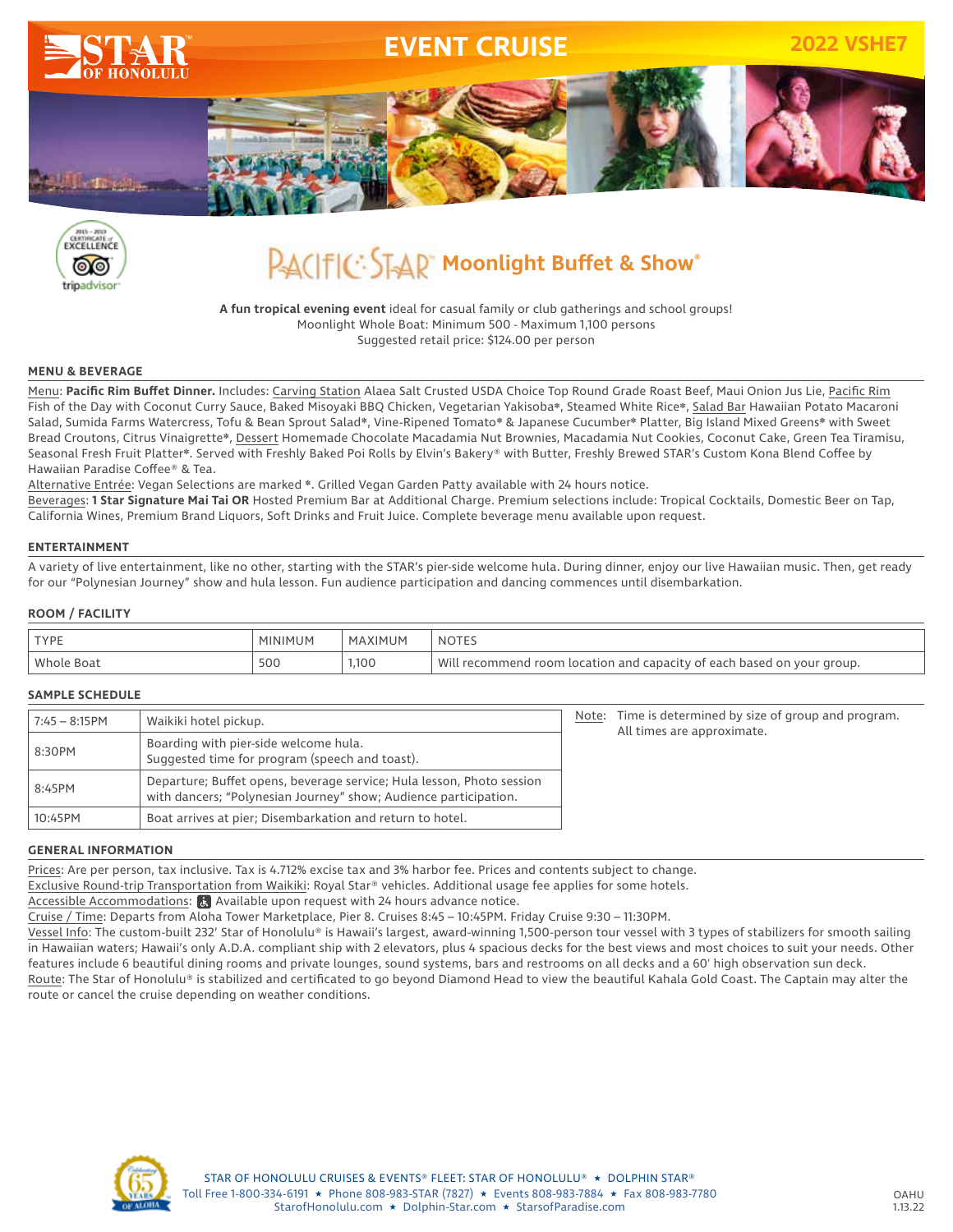# EVENT CRUISE

**2022 VSHE7**

## PACIFIC STAR Moonlight Buffet & Show®

**A fun tropical evening event** ideal for casual family or club gatherings and school groups!
Moonlight Whole Boat: Minimum 500 - Maximum 1,100 persons
Suggested retail price: $124.00 per person

### MENU & BEVERAGE

Menu: **Pacific Rim Buffet Dinner.** Includes: Carving Station Alaea Salt Crusted USDA Choice Top Round Grade Roast Beef, Maui Onion Jus Lie, Pacific Rim Fish of the Day with Coconut Curry Sauce, Baked Misoyaki BBQ Chicken, Vegetarian Yakisoba*, Steamed White Rice*, Salad Bar Hawaiian Potato Macaroni Salad, Sumida Farms Watercress, Tofu & Bean Sprout Salad*, Vine-Ripened Tomato* & Japanese Cucumber* Platter, Big Island Mixed Greens* with Sweet Bread Croutons, Citrus Vinaigrette*, Dessert Homemade Chocolate Macadamia Nut Brownies, Macadamia Nut Cookies, Coconut Cake, Green Tea Tiramisu, Seasonal Fresh Fruit Platter*. Served with Freshly Baked Poi Rolls by Elvin's Bakery® with Butter, Freshly Brewed STAR's Custom Kona Blend Coffee by Hawaiian Paradise Coffee® & Tea.

Alternative Entrée: Vegan Selections are marked *. Grilled Vegan Garden Patty available with 24 hours notice.

Beverages: **1 Star Signature Mai Tai OR** Hosted Premium Bar at Additional Charge. Premium selections include: Tropical Cocktails, Domestic Beer on Tap, California Wines, Premium Brand Liquors, Soft Drinks and Fruit Juice. Complete beverage menu available upon request.

### ENTERTAINMENT

A variety of live entertainment, like no other, starting with the STAR's pier-side welcome hula. During dinner, enjoy our live Hawaiian music. Then, get ready for our "Polynesian Journey" show and hula lesson. Fun audience participation and dancing commences until disembarkation.

### ROOM / FACILITY

| TYPE | MINIMUM | MAXIMUM | NOTES |
|---|---|---|---|
| Whole Boat | 500 | 1,100 | Will recommend room location and capacity of each based on your group. |

### SAMPLE SCHEDULE

| | |
|---|---|
| 7:45 – 8:15PM | Waikiki hotel pickup. |
| 8:30PM | Boarding with pier-side welcome hula. Suggested time for program (speech and toast). |
| 8:45PM | Departure; Buffet opens, beverage service; Hula lesson, Photo session with dancers; "Polynesian Journey" show; Audience participation. |
| 10:45PM | Boat arrives at pier; Disembarkation and return to hotel. |

Note: Time is determined by size of group and program. All times are approximate.

### GENERAL INFORMATION

Prices: Are per person, tax inclusive. Tax is 4.712% excise tax and 3% harbor fee. Prices and contents subject to change.

Exclusive Round-trip Transportation from Waikiki: Royal Star® vehicles. Additional usage fee applies for some hotels.

Accessible Accommodations: Available upon request with 24 hours advance notice.

Cruise / Time: Departs from Aloha Tower Marketplace, Pier 8. Cruises 8:45 – 10:45PM. Friday Cruise 9:30 – 11:30PM.

Vessel Info: The custom-built 232' Star of Honolulu® is Hawaii's largest, award-winning 1,500-person tour vessel with 3 types of stabilizers for smooth sailing in Hawaiian waters; Hawaii's only A.D.A. compliant ship with 2 elevators, plus 4 spacious decks for the best views and most choices to suit your needs. Other features include 6 beautiful dining rooms and private lounges, sound systems, bars and restrooms on all decks and a 60' high observation sun deck.

Route: The Star of Honolulu® is stabilized and certificated to go beyond Diamond Head to view the beautiful Kahala Gold Coast. The Captain may alter the route or cancel the cruise depending on weather conditions.

STAR OF HONOLULU CRUISES & EVENTS® FLEET: STAR OF HONOLULU® ★ DOLPHIN STAR®
Toll Free 1-800-334-6191 ★ Phone 808-983-STAR (7827) ★ Events 808-983-7884 ★ Fax 808-983-7780
StarofHonolulu.com ★ Dolphin-Star.com ★ StarsofParadise.com

OAHU
1.13.22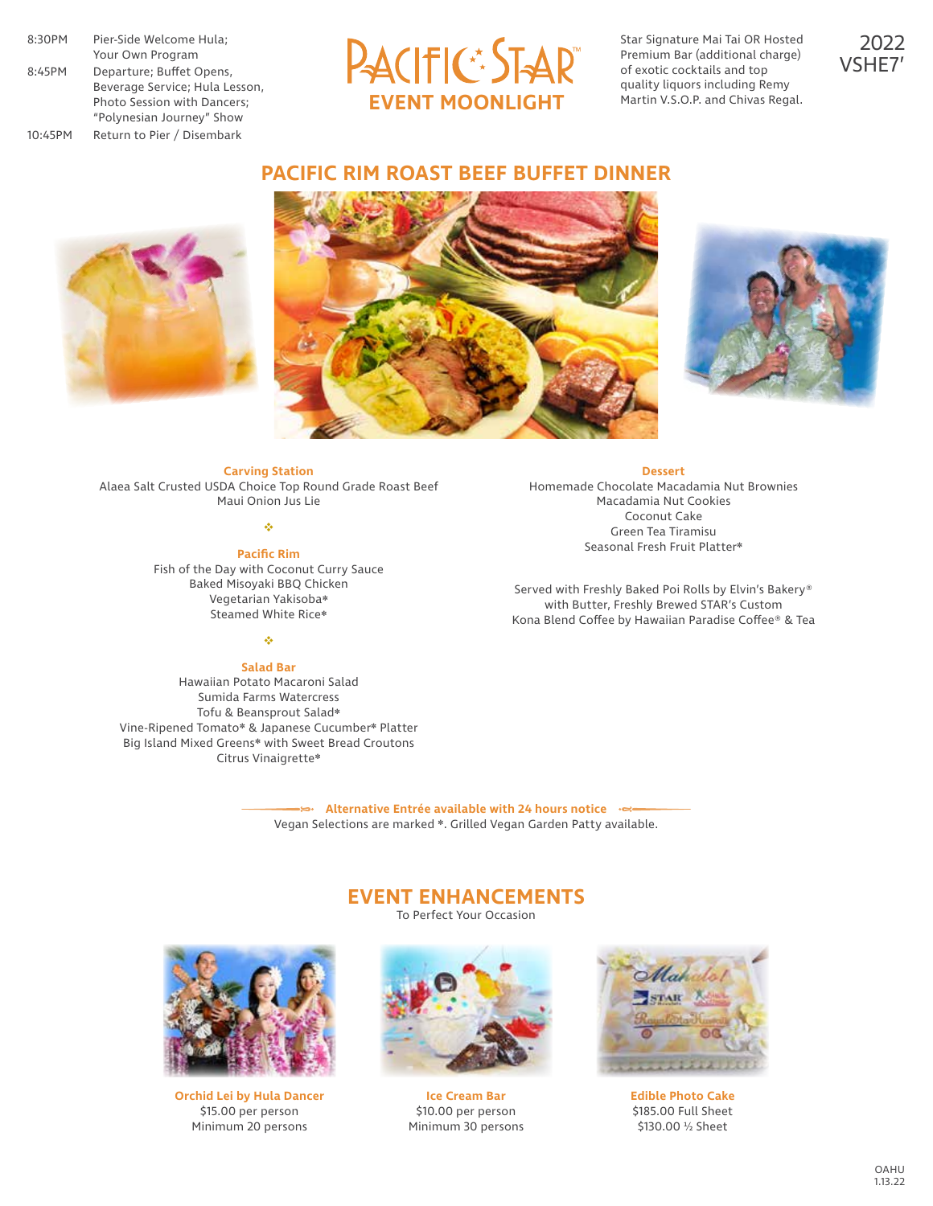| | |
|---|---|
| 8:30PM | Pier-Side Welcome Hula; Your Own Program |
| 8:45PM | Departure; Buffet Opens, Beverage Service; Hula Lesson, Photo Session with Dancers; "Polynesian Journey" Show |
| 10:45PM | Return to Pier / Disembark |

# PACIFIC STAR™
## EVENT MOONLIGHT

Star Signature Mai Tai OR Hosted Premium Bar (additional charge) of exotic cocktails and top quality liquors including Remy Martin V.S.O.P. and Chivas Regal.

2022
VSHE7'

## PACIFIC RIM ROAST BEEF BUFFET DINNER

### Carving Station

Alaea Salt Crusted USDA Choice Top Round Grade Roast Beef
Maui Onion Jus Lie

### Pacific Rim

Fish of the Day with Coconut Curry Sauce
Baked Misoyaki BBQ Chicken
Vegetarian Yakisoba*
Steamed White Rice*

### Salad Bar

Hawaiian Potato Macaroni Salad
Sumida Farms Watercress
Tofu & Beansprout Salad*
Vine-Ripened Tomato* & Japanese Cucumber* Platter
Big Island Mixed Greens* with Sweet Bread Croutons
Citrus Vinaigrette*

### Dessert

Homemade Chocolate Macadamia Nut Brownies
Macadamia Nut Cookies
Coconut Cake
Green Tea Tiramisu
Seasonal Fresh Fruit Platter*

Served with Freshly Baked Poi Rolls by Elvin's Bakery® with Butter, Freshly Brewed STAR's Custom Kona Blend Coffee by Hawaiian Paradise Coffee® & Tea

**Alternative Entrée available with 24 hours notice**

Vegan Selections are marked *. Grilled Vegan Garden Patty available.

## EVENT ENHANCEMENTS

To Perfect Your Occasion

**Orchid Lei by Hula Dancer**
$15.00 per person
Minimum 20 persons

**Ice Cream Bar**
$10.00 per person
Minimum 30 persons

**Edible Photo Cake**
$185.00 Full Sheet
$130.00 ½ Sheet

OAHU
1.13.22